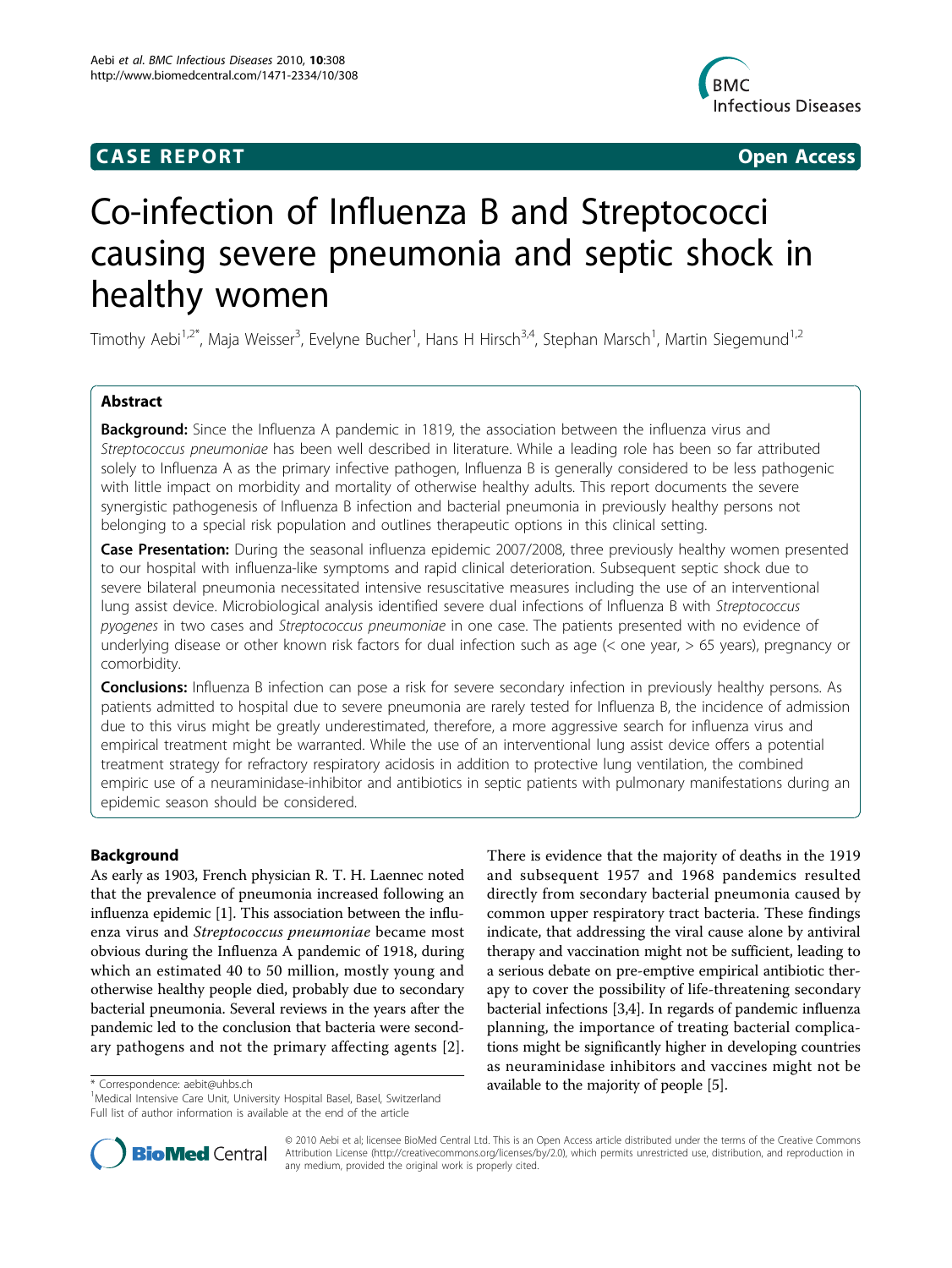CASE REPORT Open Access

# Co-infection of Influenza B and Streptococci causing severe pneumonia and septic shock in healthy women

Timothy Aebi[1,2*], Maja Weisser[3], Evelyne Bucher[1], Hans H Hirsch[3,4], Stephan Marsch[1], Martin Siegemund[1,2]

## Abstract

**Background:** Since the Influenza A pandemic in 1819, the association between the influenza virus and *Streptococcus pneumoniae* has been well described in literature. While a leading role has been so far attributed solely to Influenza A as the primary infective pathogen, Influenza B is generally considered to be less pathogenic with little impact on morbidity and mortality of otherwise healthy adults. This report documents the severe synergistic pathogenesis of Influenza B infection and bacterial pneumonia in previously healthy persons not belonging to a special risk population and outlines therapeutic options in this clinical setting.

**Case Presentation:** During the seasonal influenza epidemic 2007/2008, three previously healthy women presented to our hospital with influenza-like symptoms and rapid clinical deterioration. Subsequent septic shock due to severe bilateral pneumonia necessitated intensive resuscitative measures including the use of an interventional lung assist device. Microbiological analysis identified severe dual infections of Influenza B with *Streptococcus pyogenes* in two cases and *Streptococcus pneumoniae* in one case. The patients presented with no evidence of underlying disease or other known risk factors for dual infection such as age (< one year, > 65 years), pregnancy or comorbidity.

**Conclusions:** Influenza B infection can pose a risk for severe secondary infection in previously healthy persons. As patients admitted to hospital due to severe pneumonia are rarely tested for Influenza B, the incidence of admission due to this virus might be greatly underestimated, therefore, a more aggressive search for influenza virus and empirical treatment might be warranted. While the use of an interventional lung assist device offers a potential treatment strategy for refractory respiratory acidosis in addition to protective lung ventilation, the combined empiric use of a neuraminidase-inhibitor and antibiotics in septic patients with pulmonary manifestations during an epidemic season should be considered.

## Background

As early as 1903, French physician R. T. H. Laennec noted that the prevalence of pneumonia increased following an influenza epidemic [1]. This association between the influenza virus and *Streptococcus pneumoniae* became most obvious during the Influenza A pandemic of 1918, during which an estimated 40 to 50 million, mostly young and otherwise healthy people died, probably due to secondary bacterial pneumonia. Several reviews in the years after the pandemic led to the conclusion that bacteria were secondary pathogens and not the primary affecting agents [2]. There is evidence that the majority of deaths in the 1919 and subsequent 1957 and 1968 pandemics resulted directly from secondary bacterial pneumonia caused by common upper respiratory tract bacteria. These findings indicate, that addressing the viral cause alone by antiviral therapy and vaccination might not be sufficient, leading to a serious debate on pre-emptive empirical antibiotic therapy to cover the possibility of life-threatening secondary bacterial infections [3,4]. In regards of pandemic influenza planning, the importance of treating bacterial complications might be significantly higher in developing countries as neuraminidase inhibitors and vaccines might not be available to the majority of people [5].

\* Correspondence: aebit@uhbs.ch
[1]Medical Intensive Care Unit, University Hospital Basel, Basel, Switzerland
Full list of author information is available at the end of the article

© 2010 Aebi et al; licensee BioMed Central Ltd. This is an Open Access article distributed under the terms of the Creative Commons Attribution License (http://creativecommons.org/licenses/by/2.0), which permits unrestricted use, distribution, and reproduction in any medium, provided the original work is properly cited.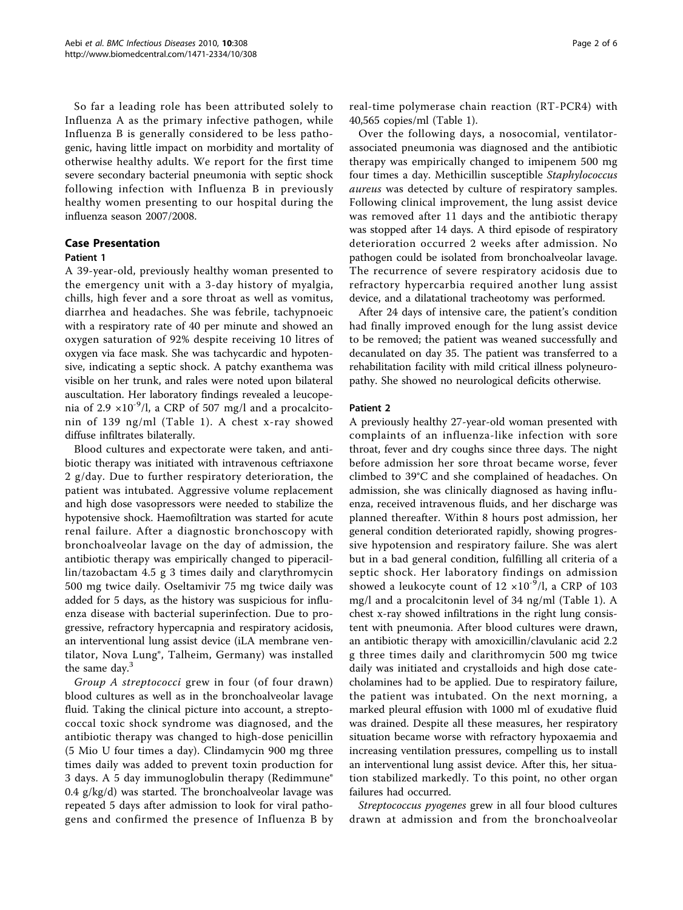So far a leading role has been attributed solely to Influenza A as the primary infective pathogen, while Influenza B is generally considered to be less pathogenic, having little impact on morbidity and mortality of otherwise healthy adults. We report for the first time severe secondary bacterial pneumonia with septic shock following infection with Influenza B in previously healthy women presenting to our hospital during the influenza season 2007/2008.

## Case Presentation

### Patient 1

A 39-year-old, previously healthy woman presented to the emergency unit with a 3-day history of myalgia, chills, high fever and a sore throat as well as vomitus, diarrhea and headaches. She was febrile, tachypnoeic with a respiratory rate of 40 per minute and showed an oxygen saturation of 92% despite receiving 10 litres of oxygen via face mask. She was tachycardic and hypotensive, indicating a septic shock. A patchy exanthema was visible on her trunk, and rales were noted upon bilateral auscultation. Her laboratory findings revealed a leucopenia of 2.9 $\times 10^{-9}$/l, a CRP of 507 mg/l and a procalcitonin of 139 ng/ml (Table 1). A chest x-ray showed diffuse infiltrates bilaterally.

Blood cultures and expectorate were taken, and antibiotic therapy was initiated with intravenous ceftriaxone 2 g/day. Due to further respiratory deterioration, the patient was intubated. Aggressive volume replacement and high dose vasopressors were needed to stabilize the hypotensive shock. Haemofiltration was started for acute renal failure. After a diagnostic bronchoscopy with bronchoalveolar lavage on the day of admission, the antibiotic therapy was empirically changed to piperacillin/tazobactam 4.5 g 3 times daily and clarythromycin 500 mg twice daily. Oseltamivir 75 mg twice daily was added for 5 days, as the history was suspicious for influenza disease with bacterial superinfection. Due to progressive, refractory hypercapnia and respiratory acidosis, an interventional lung assist device (iLA membrane ventilator, Nova Lung®, Talheim, Germany) was installed the same day.[3]

*Group A streptococci* grew in four (of four drawn) blood cultures as well as in the bronchoalveolar lavage fluid. Taking the clinical picture into account, a streptococcal toxic shock syndrome was diagnosed, and the antibiotic therapy was changed to high-dose penicillin (5 Mio U four times a day). Clindamycin 900 mg three times daily was added to prevent toxin production for 3 days. A 5 day immunoglobulin therapy (Redimmune® 0.4 g/kg/d) was started. The bronchoalveolar lavage was repeated 5 days after admission to look for viral pathogens and confirmed the presence of Influenza B by real-time polymerase chain reaction (RT-PCR4) with 40,565 copies/ml (Table 1).

Over the following days, a nosocomial, ventilator-associated pneumonia was diagnosed and the antibiotic therapy was empirically changed to imipenem 500 mg four times a day. Methicillin susceptible *Staphylococcus aureus* was detected by culture of respiratory samples. Following clinical improvement, the lung assist device was removed after 11 days and the antibiotic therapy was stopped after 14 days. A third episode of respiratory deterioration occurred 2 weeks after admission. No pathogen could be isolated from bronchoalveolar lavage. The recurrence of severe respiratory acidosis due to refractory hypercarbia required another lung assist device, and a dilatational tracheotomy was performed.

After 24 days of intensive care, the patient's condition had finally improved enough for the lung assist device to be removed; the patient was weaned successfully and decanulated on day 35. The patient was transferred to a rehabilitation facility with mild critical illness polyneuropathy. She showed no neurological deficits otherwise.

### Patient 2

A previously healthy 27-year-old woman presented with complaints of an influenza-like infection with sore throat, fever and dry coughs since three days. The night before admission her sore throat became worse, fever climbed to 39°C and she complained of headaches. On admission, she was clinically diagnosed as having influenza, received intravenous fluids, and her discharge was planned thereafter. Within 8 hours post admission, her general condition deteriorated rapidly, showing progressive hypotension and respiratory failure. She was alert but in a bad general condition, fulfilling all criteria of a septic shock. Her laboratory findings on admission showed a leukocyte count of 12 $\times 10^{-9}$/l, a CRP of 103 mg/l and a procalcitonin level of 34 ng/ml (Table 1). A chest x-ray showed infiltrations in the right lung consistent with pneumonia. After blood cultures were drawn, an antibiotic therapy with amoxicillin/clavulanic acid 2.2 g three times daily and clarithromycin 500 mg twice daily was initiated and crystalloids and high dose catecholamines had to be applied. Due to respiratory failure, the patient was intubated. On the next morning, a marked pleural effusion with 1000 ml of exudative fluid was drained. Despite all these measures, her respiratory situation became worse with refractory hypoxaemia and increasing ventilation pressures, compelling us to install an interventional lung assist device. After this, her situation stabilized markedly. To this point, no other organ failures had occurred.

*Streptococcus pyogenes* grew in all four blood cultures drawn at admission and from the bronchoalveolar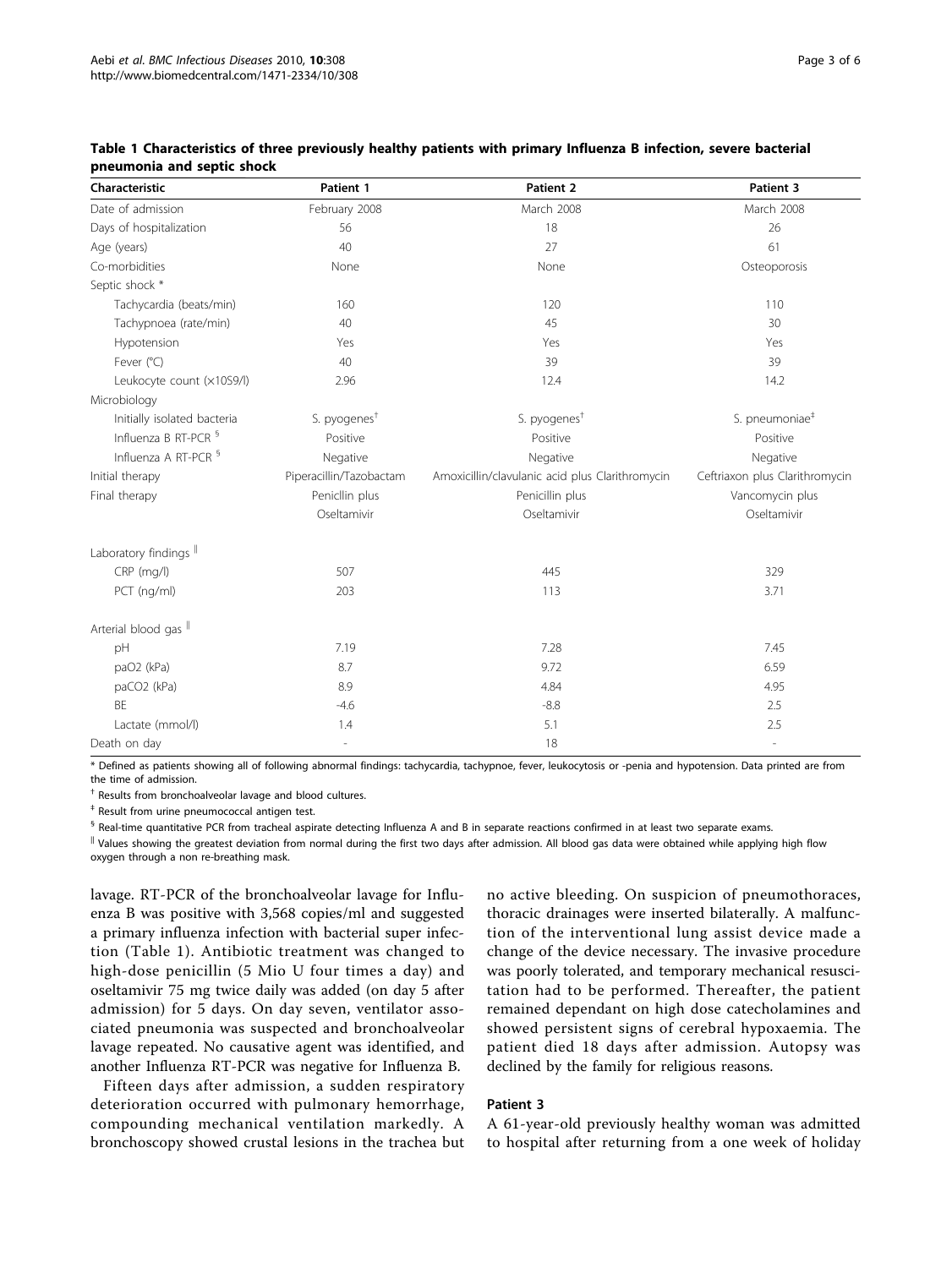**Table 1 Characteristics of three previously healthy patients with primary Influenza B infection, severe bacterial pneumonia and septic shock**

| Characteristic | Patient 1 | Patient 2 | Patient 3 |
|---|---|---|---|
| Date of admission | February 2008 | March 2008 | March 2008 |
| Days of hospitalization | 56 | 18 | 26 |
| Age (years) | 40 | 27 | 61 |
| Co-morbidities | None | None | Osteoporosis |
| Septic shock * | | | |
| Tachycardia (beats/min) | 160 | 120 | 110 |
| Tachypnoea (rate/min) | 40 | 45 | 30 |
| Hypotension | Yes | Yes | Yes |
| Fever (°C) | 40 | 39 | 39 |
| Leukocyte count (×10S9/l) | 2.96 | 12.4 | 14.2 |
| Microbiology | | | |
| Initially isolated bacteria | S. pyogenes[†] | S. pyogenes[†] | S. pneumoniae[‡] |
| Influenza B RT-PCR [§] | Positive | Positive | Positive |
| Influenza A RT-PCR [§] | Negative | Negative | Negative |
| Initial therapy | Piperacillin/Tazobactam | Amoxicillin/clavulanic acid plus Clarithromycin | Ceftriaxon plus Clarithromycin |
| Final therapy | Penicllin plus Oseltamivir | Penicillin plus Oseltamivir | Vancomycin plus Oseltamivir |
| Laboratory findings [‖] | | | |
| CRP (mg/l) | 507 | 445 | 329 |
| PCT (ng/ml) | 203 | 113 | 3.71 |
| Arterial blood gas [‖] | | | |
| pH | 7.19 | 7.28 | 7.45 |
| paO2 (kPa) | 8.7 | 9.72 | 6.59 |
| paCO2 (kPa) | 8.9 | 4.84 | 4.95 |
| BE | -4.6 | -8.8 | 2.5 |
| Lactate (mmol/l) | 1.4 | 5.1 | 2.5 |
| Death on day | - | 18 | - |

* Defined as patients showing all of following abnormal findings: tachycardia, tachypnoe, fever, leukocytosis or -penia and hypotension. Data printed are from the time of admission.

† Results from bronchoalveolar lavage and blood cultures.

‡ Result from urine pneumococcal antigen test.

§ Real-time quantitative PCR from tracheal aspirate detecting Influenza A and B in separate reactions confirmed in at least two separate exams.

‖ Values showing the greatest deviation from normal during the first two days after admission. All blood gas data were obtained while applying high flow oxygen through a non re-breathing mask.

lavage. RT-PCR of the bronchoalveolar lavage for Influenza B was positive with 3,568 copies/ml and suggested a primary influenza infection with bacterial super infection (Table 1). Antibiotic treatment was changed to high-dose penicillin (5 Mio U four times a day) and oseltamivir 75 mg twice daily was added (on day 5 after admission) for 5 days. On day seven, ventilator associated pneumonia was suspected and bronchoalveolar lavage repeated. No causative agent was identified, and another Influenza RT-PCR was negative for Influenza B.

Fifteen days after admission, a sudden respiratory deterioration occurred with pulmonary hemorrhage, compounding mechanical ventilation markedly. A bronchoscopy showed crustal lesions in the trachea but no active bleeding. On suspicion of pneumothoraces, thoracic drainages were inserted bilaterally. A malfunction of the interventional lung assist device made a change of the device necessary. The invasive procedure was poorly tolerated, and temporary mechanical resuscitation had to be performed. Thereafter, the patient remained dependant on high dose catecholamines and showed persistent signs of cerebral hypoxaemia. The patient died 18 days after admission. Autopsy was declined by the family for religious reasons.

### Patient 3

A 61-year-old previously healthy woman was admitted to hospital after returning from a one week of holiday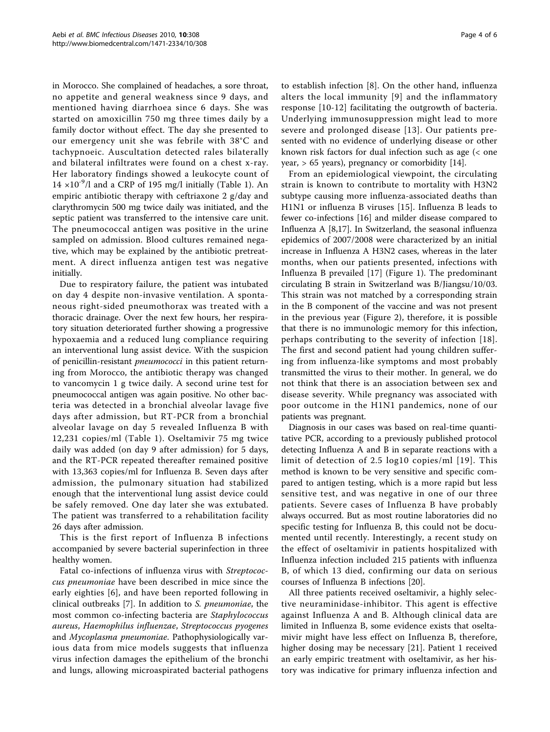in Morocco. She complained of headaches, a sore throat, no appetite and general weakness since 9 days, and mentioned having diarrhoea since 6 days. She was started on amoxicillin 750 mg three times daily by a family doctor without effect. The day she presented to our emergency unit she was febrile with 38°C and tachypnoeic. Auscultation detected rales bilaterally and bilateral infiltrates were found on a chest x-ray. Her laboratory findings showed a leukocyte count of $14 \times 10^{-9}$/l and a CRP of 195 mg/l initially (Table 1). An empiric antibiotic therapy with ceftriaxone 2 g/day and clarythromycin 500 mg twice daily was initiated, and the septic patient was transferred to the intensive care unit. The pneumococcal antigen was positive in the urine sampled on admission. Blood cultures remained negative, which may be explained by the antibiotic pretreatment. A direct influenza antigen test was negative initially.

Due to respiratory failure, the patient was intubated on day 4 despite non-invasive ventilation. A spontaneous right-sided pneumothorax was treated with a thoracic drainage. Over the next few hours, her respiratory situation deteriorated further showing a progressive hypoxaemia and a reduced lung compliance requiring an interventional lung assist device. With the suspicion of penicillin-resistant *pneumococci* in this patient returning from Morocco, the antibiotic therapy was changed to vancomycin 1 g twice daily. A second urine test for pneumococcal antigen was again positive. No other bacteria was detected in a bronchial alveolar lavage five days after admission, but RT-PCR from a bronchial alveolar lavage on day 5 revealed Influenza B with 12,231 copies/ml (Table 1). Oseltamivir 75 mg twice daily was added (on day 9 after admission) for 5 days, and the RT-PCR repeated thereafter remained positive with 13,363 copies/ml for Influenza B. Seven days after admission, the pulmonary situation had stabilized enough that the interventional lung assist device could be safely removed. One day later she was extubated. The patient was transferred to a rehabilitation facility 26 days after admission.

This is the first report of Influenza B infections accompanied by severe bacterial superinfection in three healthy women.

Fatal co-infections of influenza virus with *Streptococcus pneumoniae* have been described in mice since the early eighties [6], and have been reported following in clinical outbreaks [7]. In addition to *S. pneumoniae*, the most common co-infecting bacteria are *Staphylococcus aureus*, *Haemophilus influenzae*, *Streptococcus pyogenes* and *Mycoplasma pneumoniae*. Pathophysiologically various data from mice models suggests that influenza virus infection damages the epithelium of the bronchi and lungs, allowing microaspirated bacterial pathogens to establish infection [8]. On the other hand, influenza alters the local immunity [9] and the inflammatory response [10-12] facilitating the outgrowth of bacteria. Underlying immunosuppression might lead to more severe and prolonged disease [13]. Our patients presented with no evidence of underlying disease or other known risk factors for dual infection such as age (< one year, > 65 years), pregnancy or comorbidity [14].

From an epidemiological viewpoint, the circulating strain is known to contribute to mortality with H3N2 subtype causing more influenza-associated deaths than H1N1 or influenza B viruses [15]. Influenza B leads to fewer co-infections [16] and milder disease compared to Influenza A [8,17]. In Switzerland, the seasonal influenza epidemics of 2007/2008 were characterized by an initial increase in Influenza A H3N2 cases, whereas in the later months, when our patients presented, infections with Influenza B prevailed [17] (Figure 1). The predominant circulating B strain in Switzerland was B/Jiangsu/10/03. This strain was not matched by a corresponding strain in the B component of the vaccine and was not present in the previous year (Figure 2), therefore, it is possible that there is no immunologic memory for this infection, perhaps contributing to the severity of infection [18]. The first and second patient had young children suffering from influenza-like symptoms and most probably transmitted the virus to their mother. In general, we do not think that there is an association between sex and disease severity. While pregnancy was associated with poor outcome in the H1N1 pandemics, none of our patients was pregnant.

Diagnosis in our cases was based on real-time quantitative PCR, according to a previously published protocol detecting Influenza A and B in separate reactions with a limit of detection of 2.5 log10 copies/ml [19]. This method is known to be very sensitive and specific compared to antigen testing, which is a more rapid but less sensitive test, and was negative in one of our three patients. Severe cases of Influenza B have probably always occurred. But as most routine laboratories did no specific testing for Influenza B, this could not be documented until recently. Interestingly, a recent study on the effect of oseltamivir in patients hospitalized with Influenza infection included 215 patients with influenza B, of which 13 died, confirming our data on serious courses of Influenza B infections [20].

All three patients received oseltamivir, a highly selective neuraminidase-inhibitor. This agent is effective against Influenza A and B. Although clinical data are limited in Influenza B, some evidence exists that oseltamivir might have less effect on Influenza B, therefore, higher dosing may be necessary [21]. Patient 1 received an early empiric treatment with oseltamivir, as her history was indicative for primary influenza infection and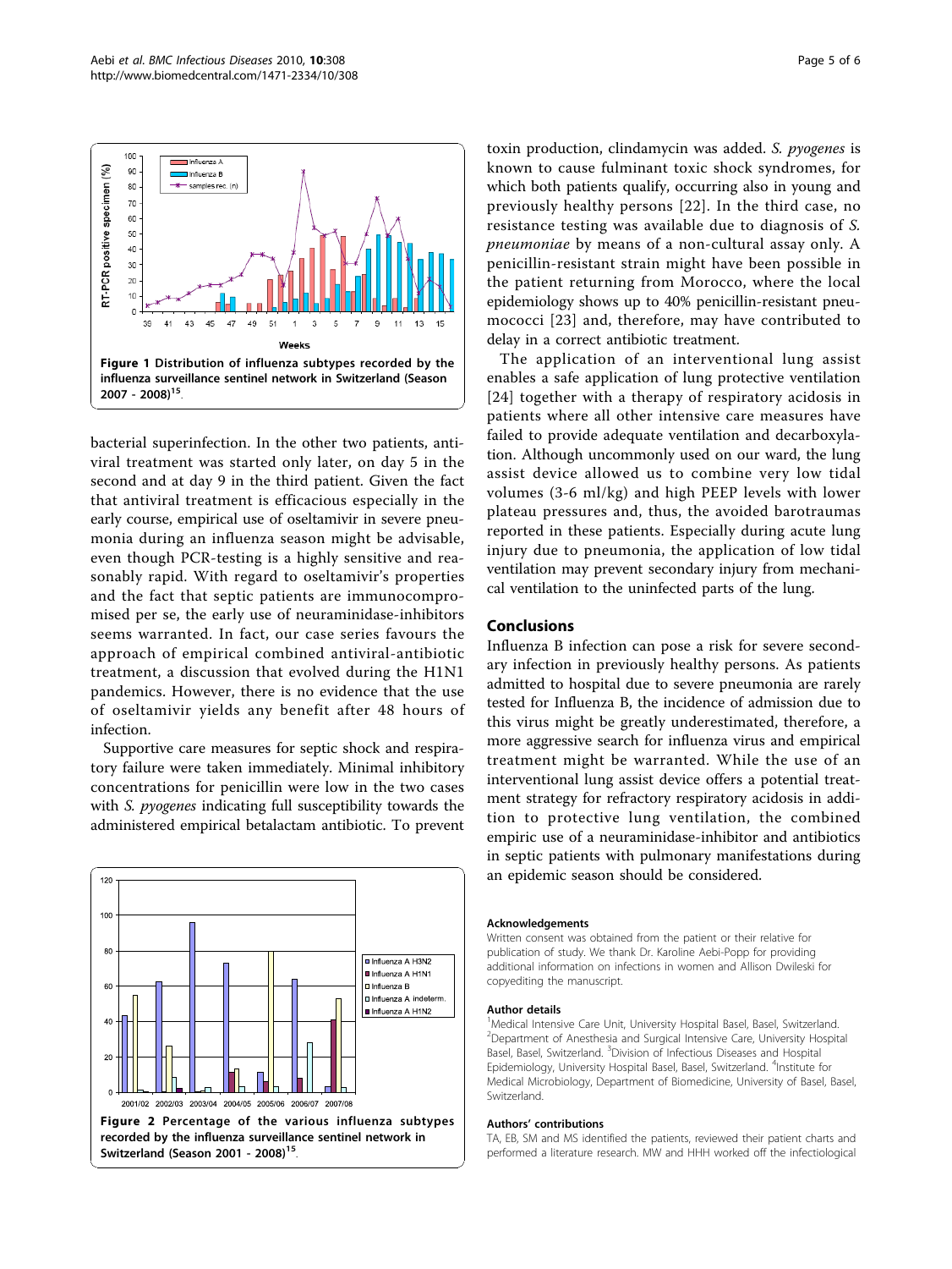Figure 1 Distribution of influenza subtypes recorded by the influenza surveillance sentinel network in Switzerland (Season 2007 - 2008)[15].

bacterial superinfection. In the other two patients, antiviral treatment was started only later, on day 5 in the second and at day 9 in the third patient. Given the fact that antiviral treatment is efficacious especially in the early course, empirical use of oseltamivir in severe pneumonia during an influenza season might be advisable, even though PCR-testing is a highly sensitive and reasonably rapid. With regard to oseltamivir's properties and the fact that septic patients are immunocompromised per se, the early use of neuraminidase-inhibitors seems warranted. In fact, our case series favours the approach of empirical combined antiviral-antibiotic treatment, a discussion that evolved during the H1N1 pandemics. However, there is no evidence that the use of oseltamivir yields any benefit after 48 hours of infection.

Supportive care measures for septic shock and respiratory failure were taken immediately. Minimal inhibitory concentrations for penicillin were low in the two cases with *S. pyogenes* indicating full susceptibility towards the administered empirical betalactam antibiotic. To prevent toxin production, clindamycin was added. *S. pyogenes* is known to cause fulminant toxic shock syndromes, for which both patients qualify, occurring also in young and previously healthy persons [22]. In the third case, no resistance testing was available due to diagnosis of *S. pneumoniae* by means of a non-cultural assay only. A penicillin-resistant strain might have been possible in the patient returning from Morocco, where the local epidemiology shows up to 40% penicillin-resistant pneumococci [23] and, therefore, may have contributed to delay in a correct antibiotic treatment.

Figure 2 Percentage of the various influenza subtypes recorded by the influenza surveillance sentinel network in Switzerland (Season 2001 - 2008)[15].

The application of an interventional lung assist enables a safe application of lung protective ventilation [24] together with a therapy of respiratory acidosis in patients where all other intensive care measures have failed to provide adequate ventilation and decarboxylation. Although uncommonly used on our ward, the lung assist device allowed us to combine very low tidal volumes (3-6 ml/kg) and high PEEP levels with lower plateau pressures and, thus, the avoided barotraumas reported in these patients. Especially during acute lung injury due to pneumonia, the application of low tidal ventilation may prevent secondary injury from mechanical ventilation to the uninfected parts of the lung.

## Conclusions

Influenza B infection can pose a risk for severe secondary infection in previously healthy persons. As patients admitted to hospital due to severe pneumonia are rarely tested for Influenza B, the incidence of admission due to this virus might be greatly underestimated, therefore, a more aggressive search for influenza virus and empirical treatment might be warranted. While the use of an interventional lung assist device offers a potential treatment strategy for refractory respiratory acidosis in addition to protective lung ventilation, the combined empiric use of a neuraminidase-inhibitor and antibiotics in septic patients with pulmonary manifestations during an epidemic season should be considered.

#### Acknowledgements

Written consent was obtained from the patient or their relative for publication of study. We thank Dr. Karoline Aebi-Popp for providing additional information on infections in women and Allison Dwileski for copyediting the manuscript.

#### Author details

[1]Medical Intensive Care Unit, University Hospital Basel, Basel, Switzerland. [2]Department of Anesthesia and Surgical Intensive Care, University Hospital Basel, Basel, Switzerland. [3]Division of Infectious Diseases and Hospital Epidemiology, University Hospital Basel, Basel, Switzerland. [4]Institute for Medical Microbiology, Department of Biomedicine, University of Basel, Basel, Switzerland.

#### Authors' contributions

TA, EB, SM and MS identified the patients, reviewed their patient charts and performed a literature research. MW and HHH worked off the infectiological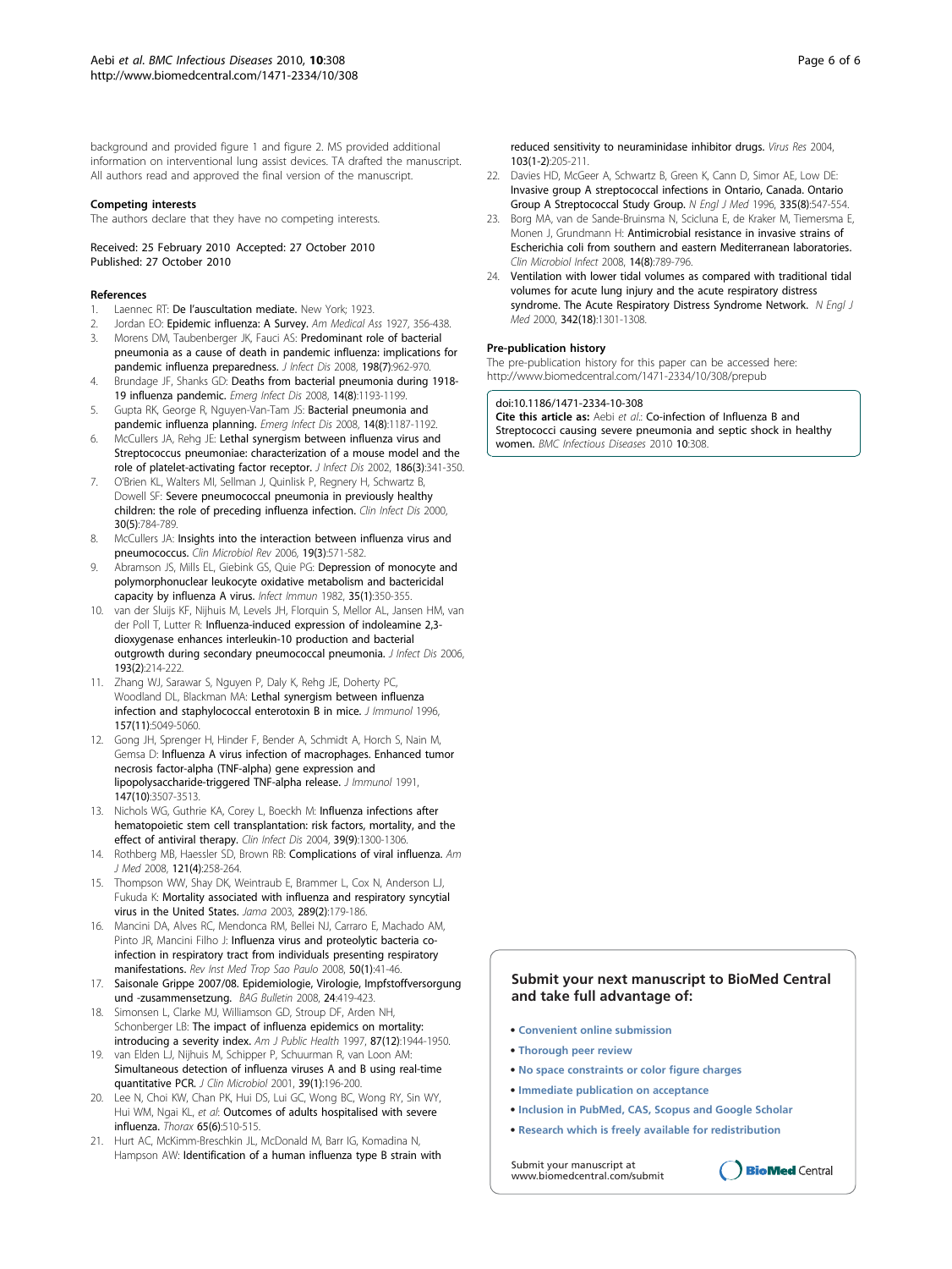background and provided figure 1 and figure 2. MS provided additional information on interventional lung assist devices. TA drafted the manuscript. All authors read and approved the final version of the manuscript.

#### Competing interests

The authors declare that they have no competing interests.

Received: 25 February 2010 Accepted: 27 October 2010
Published: 27 October 2010

#### References

1. Laennec RT: **De l'auscultation mediate.** New York; 1923.
2. Jordan EO: **Epidemic influenza: A Survey.** *Am Medical Ass* 1927, 356-438.
3. Morens DM, Taubenberger JK, Fauci AS: **Predominant role of bacterial pneumonia as a cause of death in pandemic influenza: implications for pandemic influenza preparedness.** *J Infect Dis* 2008, **198(7)**:962-970.
4. Brundage JF, Shanks GD: **Deaths from bacterial pneumonia during 1918-19 influenza pandemic.** *Emerg Infect Dis* 2008, **14(8)**:1193-1199.
5. Gupta RK, George R, Nguyen-Van-Tam JS: **Bacterial pneumonia and pandemic influenza planning.** *Emerg Infect Dis* 2008, **14(8)**:1187-1192.
6. McCullers JA, Rehg JE: **Lethal synergism between influenza virus and Streptococcus pneumoniae: characterization of a mouse model and the role of platelet-activating factor receptor.** *J Infect Dis* 2002, **186(3)**:341-350.
7. O'Brien KL, Walters MI, Sellman J, Quinlisk P, Regnery H, Schwartz B, Dowell SF: **Severe pneumococcal pneumonia in previously healthy children: the role of preceding influenza infection.** *Clin Infect Dis* 2000, **30(5)**:784-789.
8. McCullers JA: **Insights into the interaction between influenza virus and pneumococcus.** *Clin Microbiol Rev* 2006, **19(3)**:571-582.
9. Abramson JS, Mills EL, Giebink GS, Quie PG: **Depression of monocyte and polymorphonuclear leukocyte oxidative metabolism and bactericidal capacity by influenza A virus.** *Infect Immun* 1982, **35(1)**:350-355.
10. van der Sluijs KF, Nijhuis M, Levels JH, Florquin S, Mellor AL, Jansen HM, van der Poll T, Lutter R: **Influenza-induced expression of indoleamine 2,3-dioxygenase enhances interleukin-10 production and bacterial outgrowth during secondary pneumococcal pneumonia.** *J Infect Dis* 2006, **193(2)**:214-222.
11. Zhang WJ, Sarawar S, Nguyen P, Daly K, Rehg JE, Doherty PC, Woodland DL, Blackman MA: **Lethal synergism between influenza infection and staphylococcal enterotoxin B in mice.** *J Immunol* 1996, **157(11)**:5049-5060.
12. Gong JH, Sprenger H, Hinder F, Bender A, Schmidt A, Horch S, Nain M, Gemsa D: **Influenza A virus infection of macrophages. Enhanced tumor necrosis factor-alpha (TNF-alpha) gene expression and lipopolysaccharide-triggered TNF-alpha release.** *J Immunol* 1991, **147(10)**:3507-3513.
13. Nichols WG, Guthrie KA, Corey L, Boeckh M: **Influenza infections after hematopoietic stem cell transplantation: risk factors, mortality, and the effect of antiviral therapy.** *Clin Infect Dis* 2004, **39(9)**:1300-1306.
14. Rothberg MB, Haessler SD, Brown RB: **Complications of viral influenza.** *Am J Med* 2008, **121(4)**:258-264.
15. Thompson WW, Shay DK, Weintraub E, Brammer L, Cox N, Anderson LJ, Fukuda K: **Mortality associated with influenza and respiratory syncytial virus in the United States.** *Jama* 2003, **289(2)**:179-186.
16. Mancini DA, Alves RC, Mendonca RM, Bellei NJ, Carraro E, Machado AM, Pinto JR, Mancini Filho J: **Influenza virus and proteolytic bacteria co-infection in respiratory tract from individuals presenting respiratory manifestations.** *Rev Inst Med Trop Sao Paulo* 2008, **50(1)**:41-46.
17. Saisonale Grippe 2007/08. Epidemiologie, Virologie, Impfstoffversorgung und -zusammensetzung. *BAG Bulletin* 2008, **24**:419-423.
18. Simonsen L, Clarke MJ, Williamson GD, Stroup DF, Arden NH, Schonberger LB: **The impact of influenza epidemics on mortality: introducing a severity index.** *Am J Public Health* 1997, **87(12)**:1944-1950.
19. van Elden LJ, Nijhuis M, Schipper P, Schuurman R, van Loon AM: **Simultaneous detection of influenza viruses A and B using real-time quantitative PCR.** *J Clin Microbiol* 2001, **39(1)**:196-200.
20. Lee N, Choi KW, Chan PK, Hui DS, Lui GC, Wong BC, Wong RY, Sin WY, Hui WM, Ngai KL, *et al*: **Outcomes of adults hospitalised with severe influenza.** *Thorax* 65(6):510-515.
21. Hurt AC, McKimm-Breschkin JL, McDonald M, Barr IG, Komadina N, Hampson AW: **Identification of a human influenza type B strain with reduced sensitivity to neuraminidase inhibitor drugs.** *Virus Res* 2004, **103(1-2)**:205-211.
22. Davies HD, McGeer A, Schwartz B, Green K, Cann D, Simor AE, Low DE: **Invasive group A streptococcal infections in Ontario, Canada. Ontario Group A Streptococcal Study Group.** *N Engl J Med* 1996, **335(8)**:547-554.
23. Borg MA, van de Sande-Bruinsma N, Scicluna E, de Kraker M, Tiemersma E, Monen J, Grundmann H: **Antimicrobial resistance in invasive strains of Escherichia coli from southern and eastern Mediterranean laboratories.** *Clin Microbiol Infect* 2008, **14(8)**:789-796.
24. **Ventilation with lower tidal volumes as compared with traditional tidal volumes for acute lung injury and the acute respiratory distress syndrome. The Acute Respiratory Distress Syndrome Network.** *N Engl J Med* 2000, **342(18)**:1301-1308.

#### Pre-publication history

The pre-publication history for this paper can be accessed here:
http://www.biomedcentral.com/1471-2334/10/308/prepub

doi:10.1186/1471-2334-10-308
**Cite this article as:** Aebi *et al.*: Co-infection of Influenza B and Streptococci causing severe pneumonia and septic shock in healthy women. *BMC Infectious Diseases* 2010 **10**:308.

**Submit your next manuscript to BioMed Central and take full advantage of:**

- **Convenient online submission**
- **Thorough peer review**
- **No space constraints or color figure charges**
- **Immediate publication on acceptance**
- **Inclusion in PubMed, CAS, Scopus and Google Scholar**
- **Research which is freely available for redistribution**

Submit your manuscript at
www.biomedcentral.com/submit

BioMed Central